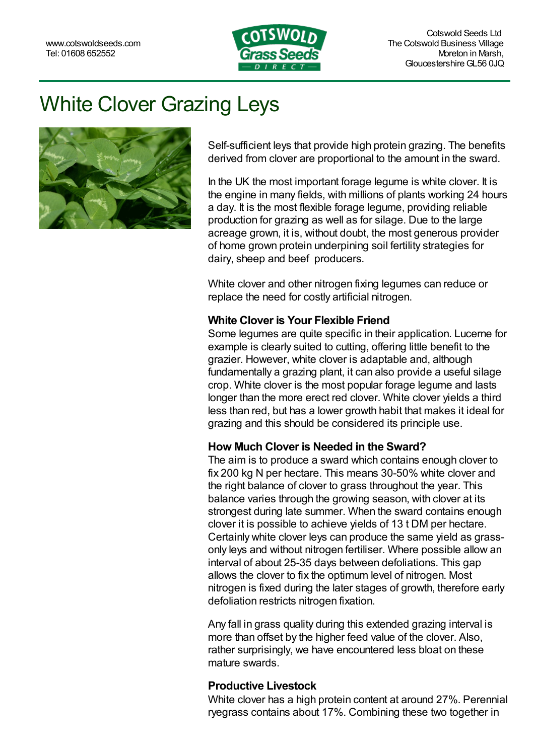www.cotswoldseeds.com
Tel: 01608 652552

Cotswold Seeds Ltd
The Cotswold Business Village
Moreton in Marsh,
Gloucestershire GL56 0JQ

# White Clover Grazing Leys

Self-sufficient leys that provide high protein grazing. The benefits derived from clover are proportional to the amount in the sward.

In the UK the most important forage legume is white clover. It is the engine in many fields, with millions of plants working 24 hours a day. It is the most flexible forage legume, providing reliable production for grazing as well as for silage. Due to the large acreage grown, it is, without doubt, the most generous provider of home grown protein underpinning soil fertility strategies for dairy, sheep and beef producers.

White clover and other nitrogen fixing legumes can reduce or replace the need for costly artificial nitrogen.

### White Clover is Your Flexible Friend

Some legumes are quite specific in their application. Lucerne for example is clearly suited to cutting, offering little benefit to the grazier. However, white clover is adaptable and, although fundamentally a grazing plant, it can also provide a useful silage crop. White clover is the most popular forage legume and lasts longer than the more erect red clover. White clover yields a third less than red, but has a lower growth habit that makes it ideal for grazing and this should be considered its principle use.

### How Much Clover is Needed in the Sward?

The aim is to produce a sward which contains enough clover to fix 200 kg N per hectare. This means 30-50% white clover and the right balance of clover to grass throughout the year. This balance varies through the growing season, with clover at its strongest during late summer. When the sward contains enough clover it is possible to achieve yields of 13 t DM per hectare. Certainly white clover leys can produce the same yield as grass-only leys and without nitrogen fertiliser. Where possible allow an interval of about 25-35 days between defoliations. This gap allows the clover to fix the optimum level of nitrogen. Most nitrogen is fixed during the later stages of growth, therefore early defoliation restricts nitrogen fixation.

Any fall in grass quality during this extended grazing interval is more than offset by the higher feed value of the clover. Also, rather surprisingly, we encountered less bloat on these mature swards.

### Productive Livestock

White clover has a high protein content at around 27%. Perennial ryegrass contains about 17%. Combining these two together in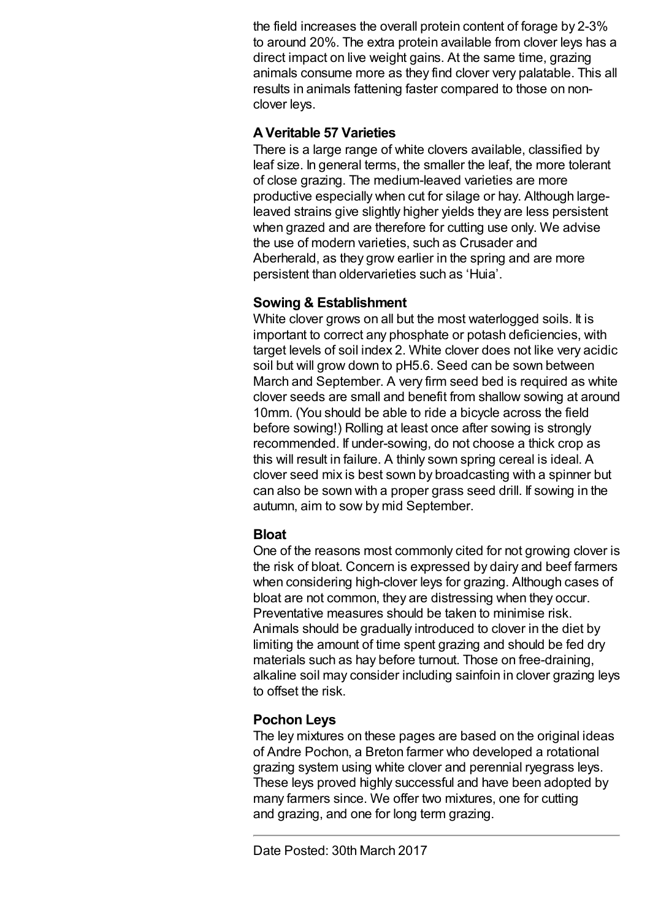the field increases the overall protein content of forage by 2-3% to around 20%. The extra protein available from clover leys has a direct impact on live weight gains. At the same time, grazing animals consume more as they find clover very palatable. This all results in animals fattening faster compared to those on non-clover leys.

**A Veritable 57 Varieties**

There is a large range of white clovers available, classified by leaf size. In general terms, the smaller the leaf, the more tolerant of close grazing. The medium-leaved varieties are more productive especially when cut for silage or hay. Although large-leaved strains give slightly higher yields they are less persistent when grazed and are therefore for cutting use only. We advise the use of modern varieties, such as Crusader and Aberherald, as they grow earlier in the spring and are more persistent than oldervarieties such as 'Huia'.

**Sowing & Establishment**

White clover grows on all but the most waterlogged soils. It is important to correct any phosphate or potash deficiencies, with target levels of soil index 2. White clover does not like very acidic soil but will grow down to pH5.6. Seed can be sown between March and September. A very firm seed bed is required as white clover seeds are small and benefit from shallow sowing at around 10mm. (You should be able to ride a bicycle across the field before sowing!) Rolling at least once after sowing is strongly recommended. If under-sowing, do not choose a thick crop as this will result in failure. A thinly sown spring cereal is ideal. A clover seed mix is best sown by broadcasting with a spinner but can also be sown with a proper grass seed drill. If sowing in the autumn, aim to sow by mid September.

**Bloat**

One of the reasons most commonly cited for not growing clover is the risk of bloat. Concern is expressed by dairy and beef farmers when considering high-clover leys for grazing. Although cases of bloat are not common, they are distressing when they occur. Preventative measures should be taken to minimise risk. Animals should be gradually introduced to clover in the diet by limiting the amount of time spent grazing and should be fed dry materials such as hay before turnout. Those on free-draining, alkaline soil may consider including sainfoin in clover grazing leys to offset the risk.

**Pochon Leys**

The ley mixtures on these pages are based on the original ideas of Andre Pochon, a Breton farmer who developed a rotational grazing system using white clover and perennial ryegrass leys. These leys proved highly successful and have been adopted by many farmers since. We offer two mixtures, one for cutting and grazing, and one for long term grazing.

---

Date Posted: 30th March 2017